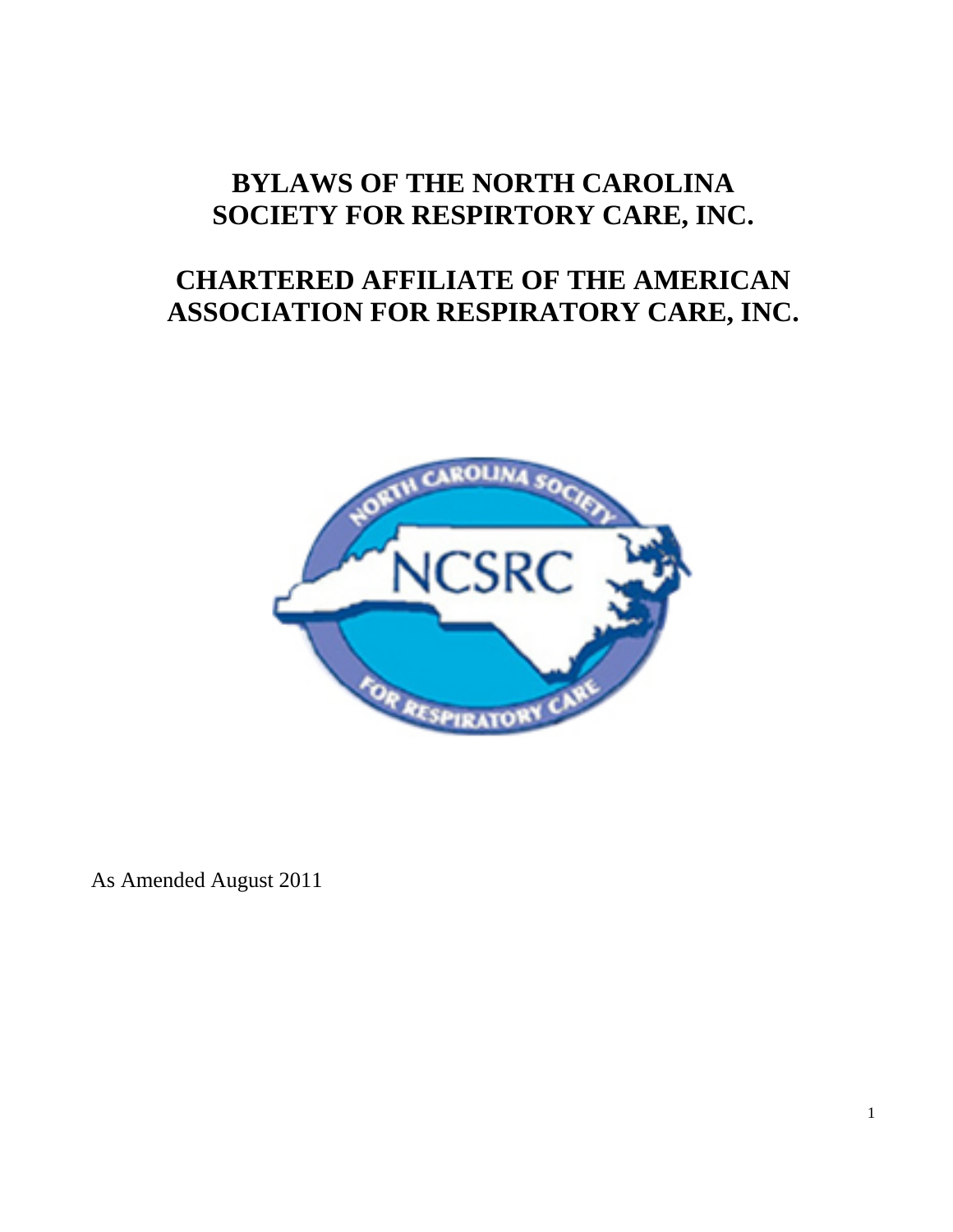# BYLAWS OF THE NORTH CAROLINA SOCIETY FOR RESPIRTORY CARE, INC.

# CHARTERED AFFILIATE OF THE AMERICAN ASSOCIATION FOR RESPIRATORY CARE, INC.

As Amended August 2011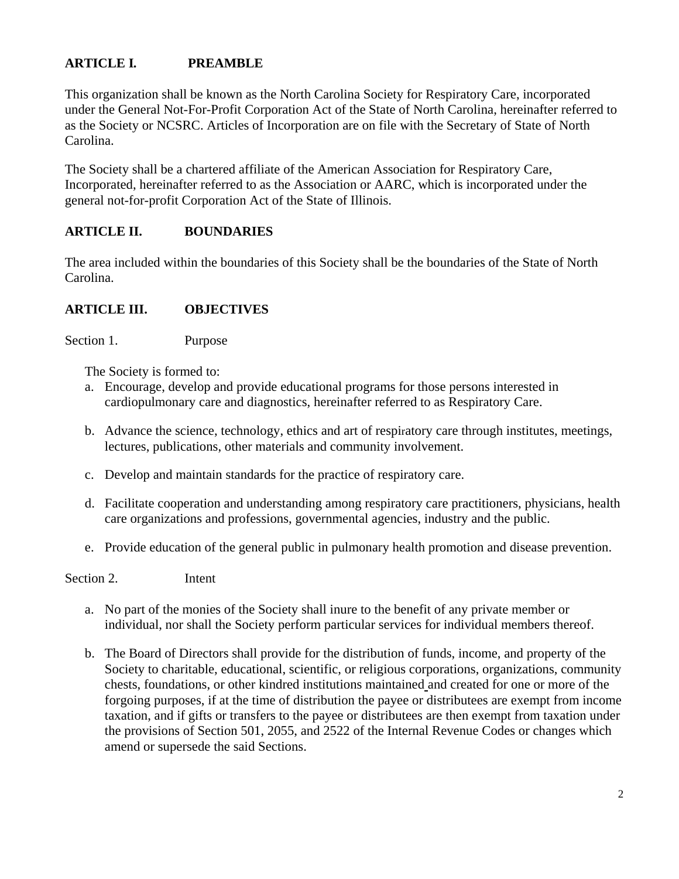## ARTICLE I. PREAMBLE

This organization shall be known as the North Carolina Society for Respiratory Care, incorporated under the General Not-For-Profit Corporation Act of the State of North Carolina, hereinafter referred to as the Society or NCSRC. Articles of Incorporation are on file with the Secretary of State of North Carolina.

The Society shall be a chartered affiliate of the American Association for Respiratory Care, Incorporated, hereinafter referred to as the Association or AARC, which is incorporated under the general not-for-profit Corporation Act of the State of Illinois.

## ARTICLE II. BOUNDARIES

The area included within the boundaries of this Society shall be the boundaries of the State of North Carolina.

## ARTICLE III. OBJECTIVES

Section 1. Purpose

The Society is formed to:

a. Encourage, develop and provide educational programs for those persons interested in cardiopulmonary care and diagnostics, hereinafter referred to as Respiratory Care.

b. Advance the science, technology, ethics and art of respiratory care through institutes, meetings, lectures, publications, other materials and community involvement.

c. Develop and maintain standards for the practice of respiratory care.

d. Facilitate cooperation and understanding among respiratory care practitioners, physicians, health care organizations and professions, governmental agencies, industry and the public.

e. Provide education of the general public in pulmonary health promotion and disease prevention.

Section 2. Intent

a. No part of the monies of the Society shall inure to the benefit of any private member or individual, nor shall the Society perform particular services for individual members thereof.

b. The Board of Directors shall provide for the distribution of funds, income, and property of the Society to charitable, educational, scientific, or religious corporations, organizations, community chests, foundations, or other kindred institutions maintained and created for one or more of the forgoing purposes, if at the time of distribution the payee or distributees are exempt from income taxation, and if gifts or transfers to the payee or distributees are then exempt from taxation under the provisions of Section 501, 2055, and 2522 of the Internal Revenue Codes or changes which amend or supersede the said Sections.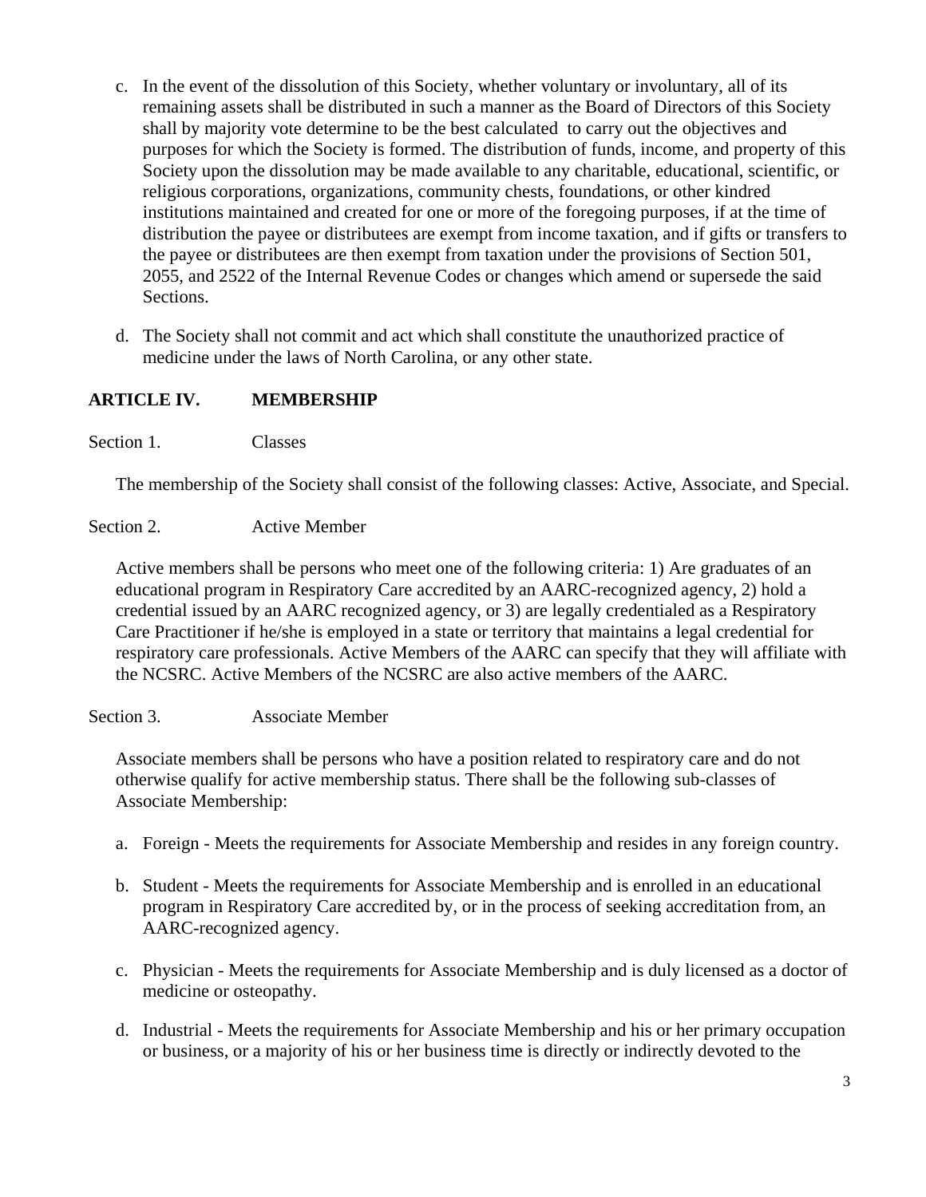c. In the event of the dissolution of this Society, whether voluntary or involuntary, all of its remaining assets shall be distributed in such a manner as the Board of Directors of this Society shall by majority vote determine to be the best calculated to carry out the objectives and purposes for which the Society is formed. The distribution of funds, income, and property of this Society upon the dissolution may be made available to any charitable, educational, scientific, or religious corporations, organizations, community chests, foundations, or other kindred institutions maintained and created for one or more of the foregoing purposes, if at the time of distribution the payee or distributees are exempt from income taxation, and if gifts or transfers to the payee or distributees are then exempt from taxation under the provisions of Section 501, 2055, and 2522 of the Internal Revenue Codes or changes which amend or supersede the said Sections.

d. The Society shall not commit and act which shall constitute the unauthorized practice of medicine under the laws of North Carolina, or any other state.

## ARTICLE IV. MEMBERSHIP

Section 1. Classes

The membership of the Society shall consist of the following classes: Active, Associate, and Special.

Section 2. Active Member

Active members shall be persons who meet one of the following criteria: 1) Are graduates of an educational program in Respiratory Care accredited by an AARC-recognized agency, 2) hold a credential issued by an AARC recognized agency, or 3) are legally credentialed as a Respiratory Care Practitioner if he/she is employed in a state or territory that maintains a legal credential for respiratory care professionals. Active Members of the AARC can specify that they will affiliate with the NCSRC. Active Members of the NCSRC are also active members of the AARC.

Section 3. Associate Member

Associate members shall be persons who have a position related to respiratory care and do not otherwise qualify for active membership status. There shall be the following sub-classes of Associate Membership:

a. Foreign - Meets the requirements for Associate Membership and resides in any foreign country.

b. Student - Meets the requirements for Associate Membership and is enrolled in an educational program in Respiratory Care accredited by, or in the process of seeking accreditation from, an AARC-recognized agency.

c. Physician - Meets the requirements for Associate Membership and is duly licensed as a doctor of medicine or osteopathy.

d. Industrial - Meets the requirements for Associate Membership and his or her primary occupation or business, or a majority of his or her business time is directly or indirectly devoted to the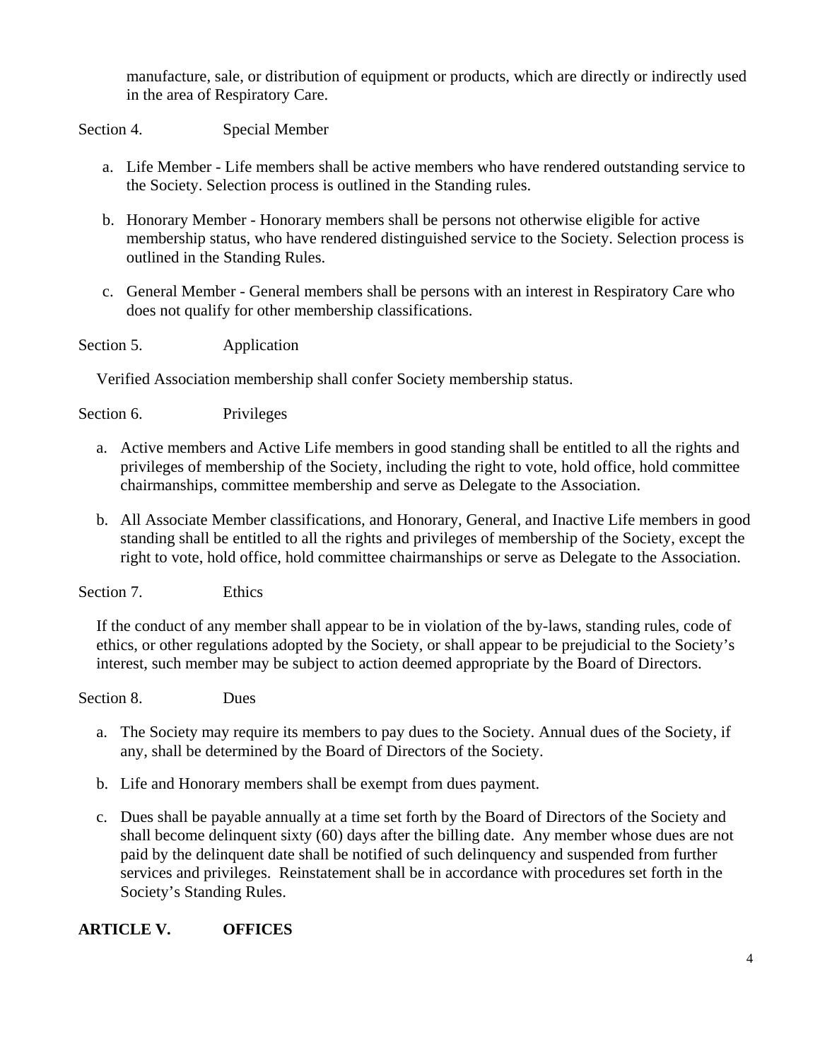manufacture, sale, or distribution of equipment or products, which are directly or indirectly used in the area of Respiratory Care.

Section 4. Special Member

a. Life Member - Life members shall be active members who have rendered outstanding service to the Society. Selection process is outlined in the Standing rules.

b. Honorary Member - Honorary members shall be persons not otherwise eligible for active membership status, who have rendered distinguished service to the Society. Selection process is outlined in the Standing Rules.

c. General Member - General members shall be persons with an interest in Respiratory Care who does not qualify for other membership classifications.

Section 5. Application

Verified Association membership shall confer Society membership status.

Section 6. Privileges

a. Active members and Active Life members in good standing shall be entitled to all the rights and privileges of membership of the Society, including the right to vote, hold office, hold committee chairmanships, committee membership and serve as Delegate to the Association.

b. All Associate Member classifications, and Honorary, General, and Inactive Life members in good standing shall be entitled to all the rights and privileges of membership of the Society, except the right to vote, hold office, hold committee chairmanships or serve as Delegate to the Association.

Section 7. Ethics

If the conduct of any member shall appear to be in violation of the by-laws, standing rules, code of ethics, or other regulations adopted by the Society, or shall appear to be prejudicial to the Society's interest, such member may be subject to action deemed appropriate by the Board of Directors.

Section 8. Dues

a. The Society may require its members to pay dues to the Society. Annual dues of the Society, if any, shall be determined by the Board of Directors of the Society.

b. Life and Honorary members shall be exempt from dues payment.

c. Dues shall be payable annually at a time set forth by the Board of Directors of the Society and shall become delinquent sixty (60) days after the billing date. Any member whose dues are not paid by the delinquent date shall be notified of such delinquency and suspended from further services and privileges. Reinstatement shall be in accordance with procedures set forth in the Society's Standing Rules.

## ARTICLE V. OFFICES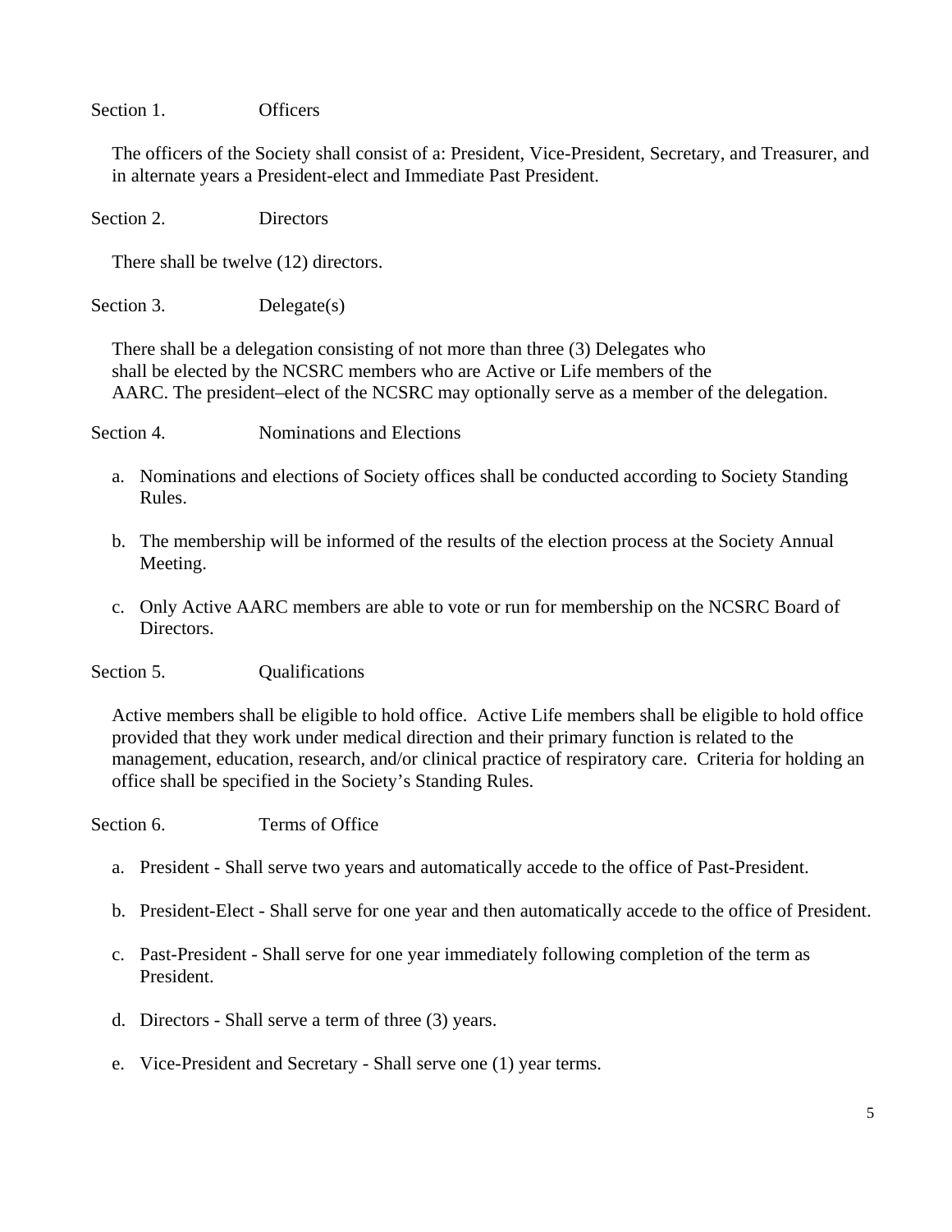Section 1. Officers

The officers of the Society shall consist of a: President, Vice-President, Secretary, and Treasurer, and in alternate years a President-elect and Immediate Past President.

Section 2. Directors

There shall be twelve (12) directors.

Section 3. Delegate(s)

There shall be a delegation consisting of not more than three (3) Delegates who shall be elected by the NCSRC members who are Active or Life members of the AARC. The president–elect of the NCSRC may optionally serve as a member of the delegation.

Section 4. Nominations and Elections

a. Nominations and elections of Society offices shall be conducted according to Society Standing Rules.

b. The membership will be informed of the results of the election process at the Society Annual Meeting.

c. Only Active AARC members are able to vote or run for membership on the NCSRC Board of Directors.

Section 5. Qualifications

Active members shall be eligible to hold office. Active Life members shall be eligible to hold office provided that they work under medical direction and their primary function is related to the management, education, research, and/or clinical practice of respiratory care. Criteria for holding an office shall be specified in the Society's Standing Rules.

Section 6. Terms of Office

a. President - Shall serve two years and automatically accede to the office of Past-President.

b. President-Elect - Shall serve for one year and then automatically accede to the office of President.

c. Past-President - Shall serve for one year immediately following completion of the term as President.

d. Directors - Shall serve a term of three (3) years.

e. Vice-President and Secretary - Shall serve one (1) year terms.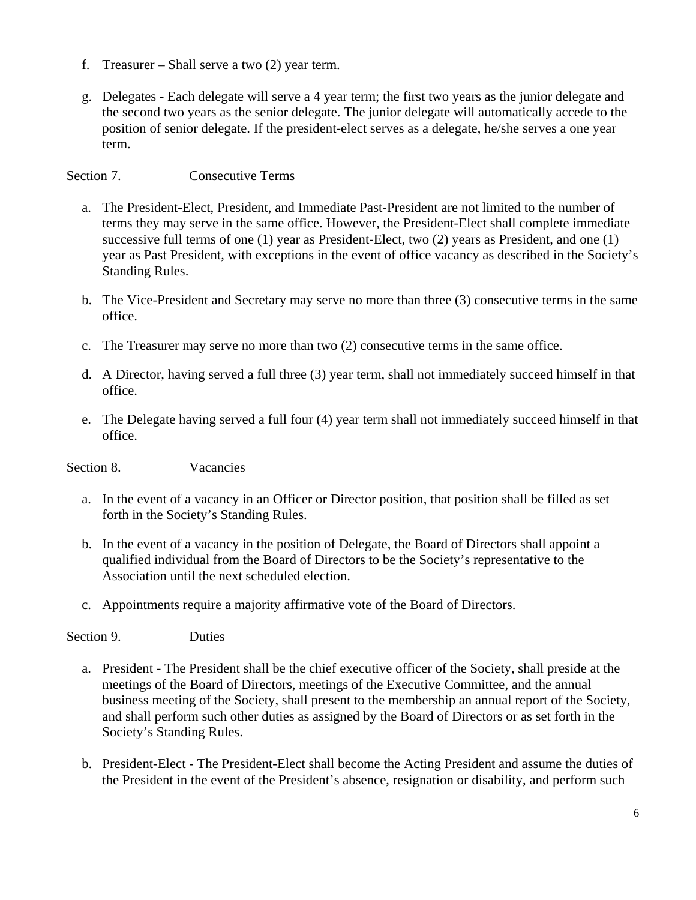f. Treasurer – Shall serve a two (2) year term.

g. Delegates - Each delegate will serve a 4 year term; the first two years as the junior delegate and the second two years as the senior delegate. The junior delegate will automatically accede to the position of senior delegate. If the president-elect serves as a delegate, he/she serves a one year term.

Section 7. Consecutive Terms

a. The President-Elect, President, and Immediate Past-President are not limited to the number of terms they may serve in the same office. However, the President-Elect shall complete immediate successive full terms of one (1) year as President-Elect, two (2) years as President, and one (1) year as Past President, with exceptions in the event of office vacancy as described in the Society's Standing Rules.

b. The Vice-President and Secretary may serve no more than three (3) consecutive terms in the same office.

c. The Treasurer may serve no more than two (2) consecutive terms in the same office.

d. A Director, having served a full three (3) year term, shall not immediately succeed himself in that office.

e. The Delegate having served a full four (4) year term shall not immediately succeed himself in that office.

Section 8. Vacancies

a. In the event of a vacancy in an Officer or Director position, that position shall be filled as set forth in the Society's Standing Rules.

b. In the event of a vacancy in the position of Delegate, the Board of Directors shall appoint a qualified individual from the Board of Directors to be the Society's representative to the Association until the next scheduled election.

c. Appointments require a majority affirmative vote of the Board of Directors.

Section 9. Duties

a. President - The President shall be the chief executive officer of the Society, shall preside at the meetings of the Board of Directors, meetings of the Executive Committee, and the annual business meeting of the Society, shall present to the membership an annual report of the Society, and shall perform such other duties as assigned by the Board of Directors or as set forth in the Society's Standing Rules.

b. President-Elect - The President-Elect shall become the Acting President and assume the duties of the President in the event of the President's absence, resignation or disability, and perform such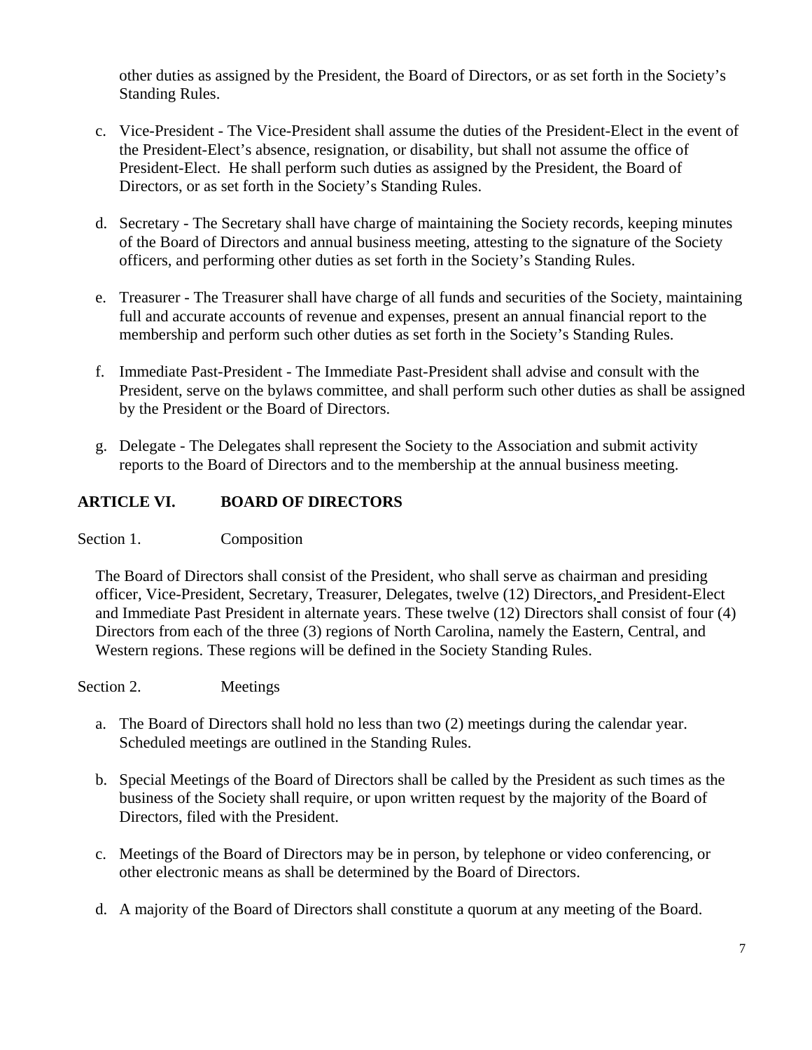other duties as assigned by the President, the Board of Directors, or as set forth in the Society's Standing Rules.

c. Vice-President - The Vice-President shall assume the duties of the President-Elect in the event of the President-Elect's absence, resignation, or disability, but shall not assume the office of President-Elect. He shall perform such duties as assigned by the President, the Board of Directors, or as set forth in the Society's Standing Rules.

d. Secretary - The Secretary shall have charge of maintaining the Society records, keeping minutes of the Board of Directors and annual business meeting, attesting to the signature of the Society officers, and performing other duties as set forth in the Society's Standing Rules.

e. Treasurer - The Treasurer shall have charge of all funds and securities of the Society, maintaining full and accurate accounts of revenue and expenses, present an annual financial report to the membership and perform such other duties as set forth in the Society's Standing Rules.

f. Immediate Past-President - The Immediate Past-President shall advise and consult with the President, serve on the bylaws committee, and shall perform such other duties as shall be assigned by the President or the Board of Directors.

g. Delegate - The Delegates shall represent the Society to the Association and submit activity reports to the Board of Directors and to the membership at the annual business meeting.

## ARTICLE VI. BOARD OF DIRECTORS

Section 1. Composition

The Board of Directors shall consist of the President, who shall serve as chairman and presiding officer, Vice-President, Secretary, Treasurer, Delegates, twelve (12) Directors, and President-Elect and Immediate Past President in alternate years. These twelve (12) Directors shall consist of four (4) Directors from each of the three (3) regions of North Carolina, namely the Eastern, Central, and Western regions. These regions will be defined in the Society Standing Rules.

Section 2. Meetings

a. The Board of Directors shall hold no less than two (2) meetings during the calendar year. Scheduled meetings are outlined in the Standing Rules.

b. Special Meetings of the Board of Directors shall be called by the President as such times as the business of the Society shall require, or upon written request by the majority of the Board of Directors, filed with the President.

c. Meetings of the Board of Directors may be in person, by telephone or video conferencing, or other electronic means as shall be determined by the Board of Directors.

d. A majority of the Board of Directors shall constitute a quorum at any meeting of the Board.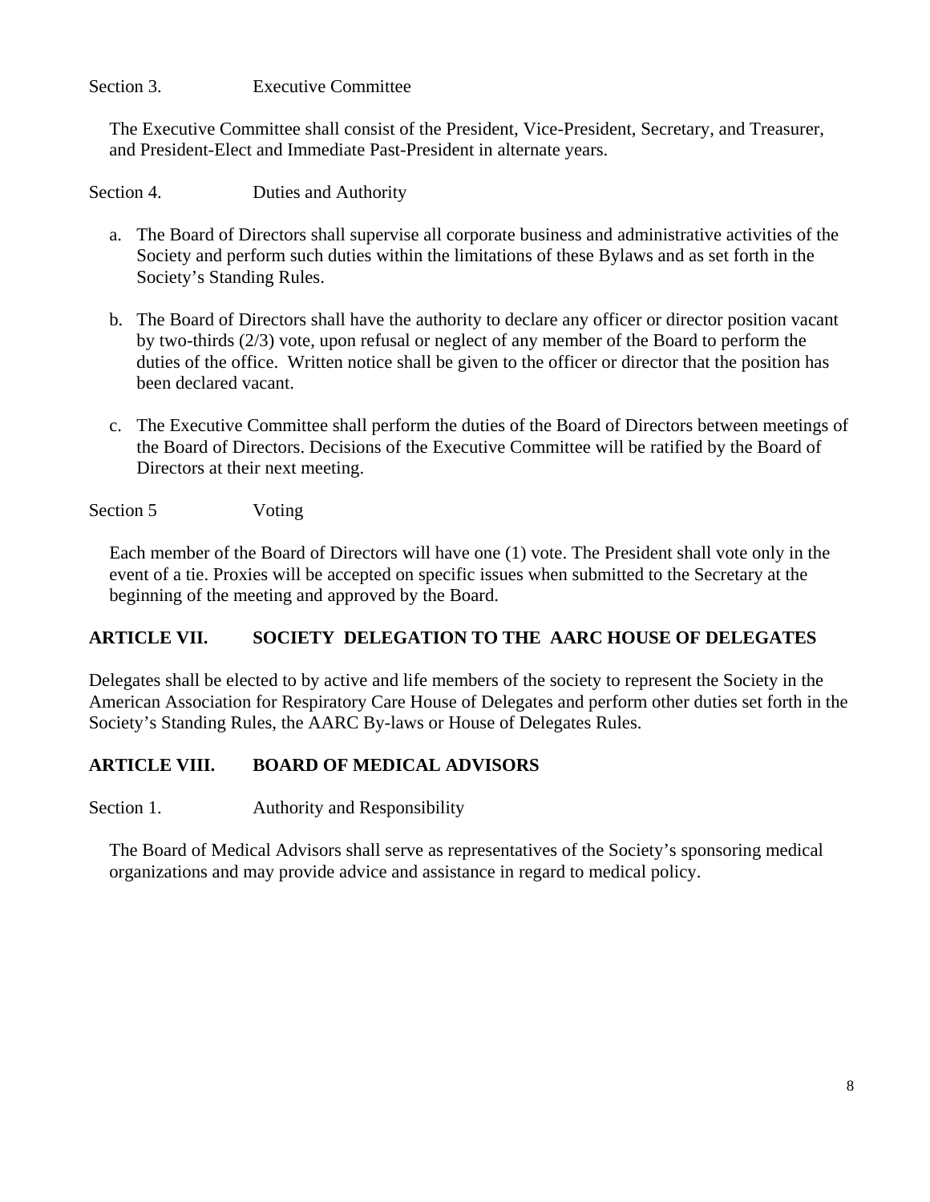Section 3. Executive Committee

The Executive Committee shall consist of the President, Vice-President, Secretary, and Treasurer, and President-Elect and Immediate Past-President in alternate years.

Section 4. Duties and Authority

a. The Board of Directors shall supervise all corporate business and administrative activities of the Society and perform such duties within the limitations of these Bylaws and as set forth in the Society's Standing Rules.

b. The Board of Directors shall have the authority to declare any officer or director position vacant by two-thirds (2/3) vote, upon refusal or neglect of any member of the Board to perform the duties of the office. Written notice shall be given to the officer or director that the position has been declared vacant.

c. The Executive Committee shall perform the duties of the Board of Directors between meetings of the Board of Directors. Decisions of the Executive Committee will be ratified by the Board of Directors at their next meeting.

Section 5 Voting

Each member of the Board of Directors will have one (1) vote. The President shall vote only in the event of a tie. Proxies will be accepted on specific issues when submitted to the Secretary at the beginning of the meeting and approved by the Board.

## ARTICLE VII. SOCIETY DELEGATION TO THE AARC HOUSE OF DELEGATES

Delegates shall be elected to by active and life members of the society to represent the Society in the American Association for Respiratory Care House of Delegates and perform other duties set forth in the Society's Standing Rules, the AARC By-laws or House of Delegates Rules.

## ARTICLE VIII. BOARD OF MEDICAL ADVISORS

Section 1. Authority and Responsibility

The Board of Medical Advisors shall serve as representatives of the Society's sponsoring medical organizations and may provide advice and assistance in regard to medical policy.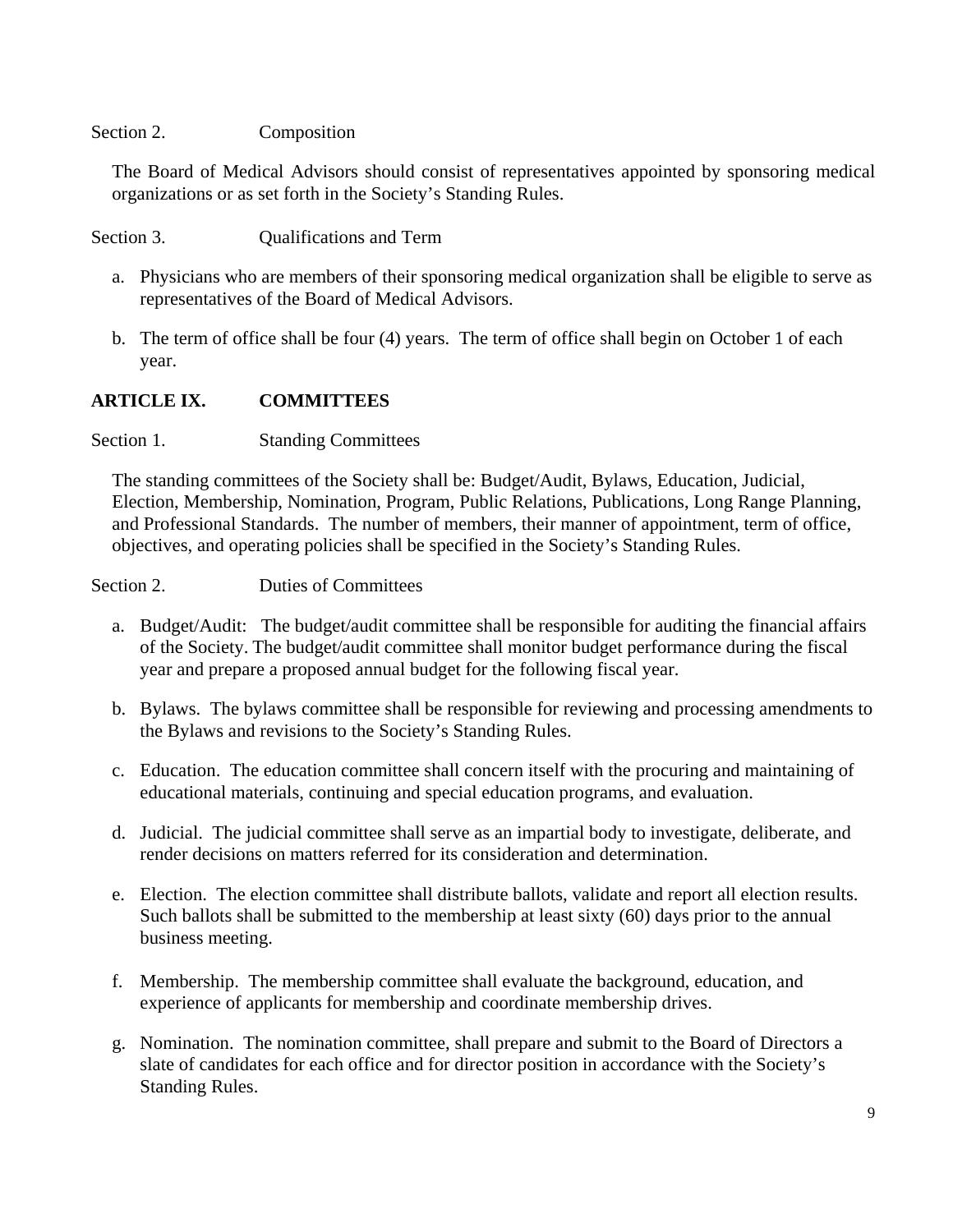Section 2. Composition

The Board of Medical Advisors should consist of representatives appointed by sponsoring medical organizations or as set forth in the Society's Standing Rules.

Section 3. Qualifications and Term

a. Physicians who are members of their sponsoring medical organization shall be eligible to serve as representatives of the Board of Medical Advisors.

b. The term of office shall be four (4) years. The term of office shall begin on October 1 of each year.

## ARTICLE IX. COMMITTEES

Section 1. Standing Committees

The standing committees of the Society shall be: Budget/Audit, Bylaws, Education, Judicial, Election, Membership, Nomination, Program, Public Relations, Publications, Long Range Planning, and Professional Standards. The number of members, their manner of appointment, term of office, objectives, and operating policies shall be specified in the Society's Standing Rules.

Section 2. Duties of Committees

a. Budget/Audit: The budget/audit committee shall be responsible for auditing the financial affairs of the Society. The budget/audit committee shall monitor budget performance during the fiscal year and prepare a proposed annual budget for the following fiscal year.

b. Bylaws. The bylaws committee shall be responsible for reviewing and processing amendments to the Bylaws and revisions to the Society's Standing Rules.

c. Education. The education committee shall concern itself with the procuring and maintaining of educational materials, continuing and special education programs, and evaluation.

d. Judicial. The judicial committee shall serve as an impartial body to investigate, deliberate, and render decisions on matters referred for its consideration and determination.

e. Election. The election committee shall distribute ballots, validate and report all election results. Such ballots shall be submitted to the membership at least sixty (60) days prior to the annual business meeting.

f. Membership. The membership committee shall evaluate the background, education, and experience of applicants for membership and coordinate membership drives.

g. Nomination. The nomination committee, shall prepare and submit to the Board of Directors a slate of candidates for each office and for director position in accordance with the Society's Standing Rules.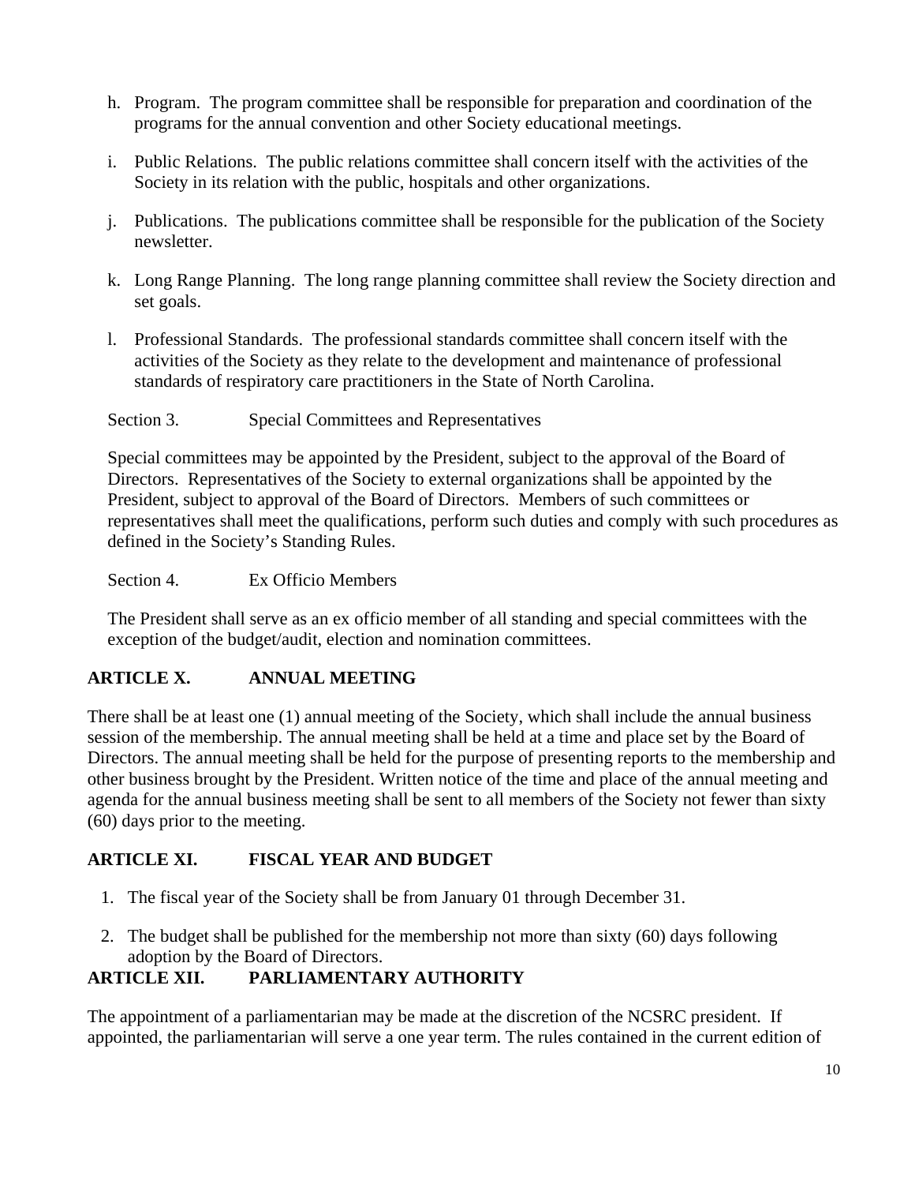h. Program. The program committee shall be responsible for preparation and coordination of the programs for the annual convention and other Society educational meetings.

i. Public Relations. The public relations committee shall concern itself with the activities of the Society in its relation with the public, hospitals and other organizations.

j. Publications. The publications committee shall be responsible for the publication of the Society newsletter.

k. Long Range Planning. The long range planning committee shall review the Society direction and set goals.

l. Professional Standards. The professional standards committee shall concern itself with the activities of the Society as they relate to the development and maintenance of professional standards of respiratory care practitioners in the State of North Carolina.

Section 3. Special Committees and Representatives

Special committees may be appointed by the President, subject to the approval of the Board of Directors. Representatives of the Society to external organizations shall be appointed by the President, subject to approval of the Board of Directors. Members of such committees or representatives shall meet the qualifications, perform such duties and comply with such procedures as defined in the Society's Standing Rules.

Section 4. Ex Officio Members

The President shall serve as an ex officio member of all standing and special committees with the exception of the budget/audit, election and nomination committees.

## ARTICLE X. ANNUAL MEETING

There shall be at least one (1) annual meeting of the Society, which shall include the annual business session of the membership. The annual meeting shall be held at a time and place set by the Board of Directors. The annual meeting shall be held for the purpose of presenting reports to the membership and other business brought by the President. Written notice of the time and place of the annual meeting and agenda for the annual business meeting shall be sent to all members of the Society not fewer than sixty (60) days prior to the meeting.

## ARTICLE XI. FISCAL YEAR AND BUDGET

1. The fiscal year of the Society shall be from January 01 through December 31.
2. The budget shall be published for the membership not more than sixty (60) days following adoption by the Board of Directors.

## ARTICLE XII. PARLIAMENTARY AUTHORITY

The appointment of a parliamentarian may be made at the discretion of the NCSRC president. If appointed, the parliamentarian will serve a one year term. The rules contained in the current edition of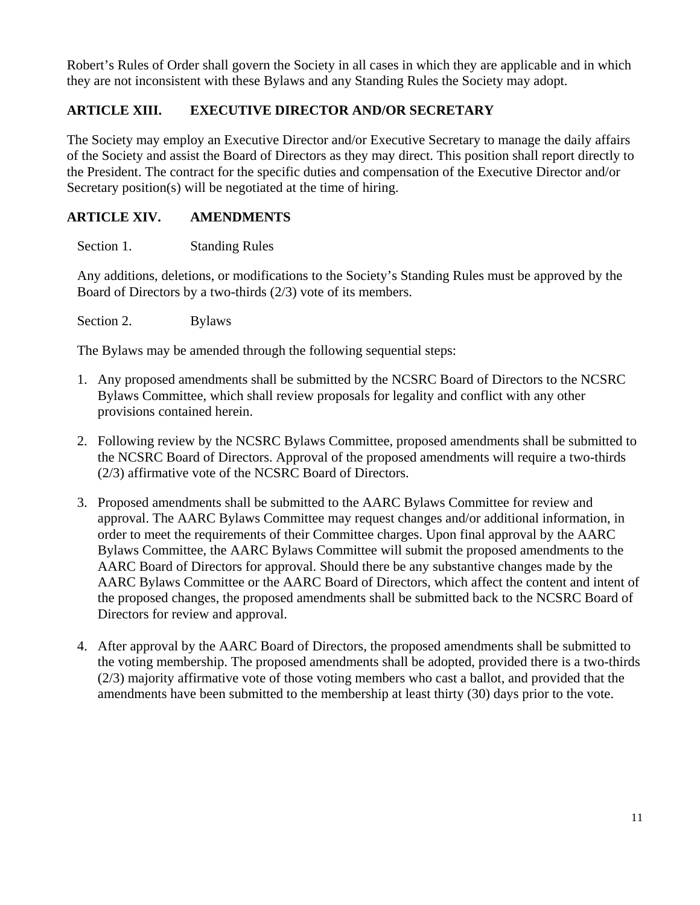Robert's Rules of Order shall govern the Society in all cases in which they are applicable and in which they are not inconsistent with these Bylaws and any Standing Rules the Society may adopt.

## ARTICLE XIII. EXECUTIVE DIRECTOR AND/OR SECRETARY

The Society may employ an Executive Director and/or Executive Secretary to manage the daily affairs of the Society and assist the Board of Directors as they may direct. This position shall report directly to the President. The contract for the specific duties and compensation of the Executive Director and/or Secretary position(s) will be negotiated at the time of hiring.

## ARTICLE XIV. AMENDMENTS

### Section 1. Standing Rules

Any additions, deletions, or modifications to the Society's Standing Rules must be approved by the Board of Directors by a two-thirds (2/3) vote of its members.

### Section 2. Bylaws

The Bylaws may be amended through the following sequential steps:

1. Any proposed amendments shall be submitted by the NCSRC Board of Directors to the NCSRC Bylaws Committee, which shall review proposals for legality and conflict with any other provisions contained herein.

2. Following review by the NCSRC Bylaws Committee, proposed amendments shall be submitted to the NCSRC Board of Directors. Approval of the proposed amendments will require a two-thirds (2/3) affirmative vote of the NCSRC Board of Directors.

3. Proposed amendments shall be submitted to the AARC Bylaws Committee for review and approval. The AARC Bylaws Committee may request changes and/or additional information, in order to meet the requirements of their Committee charges. Upon final approval by the AARC Bylaws Committee, the AARC Bylaws Committee will submit the proposed amendments to the AARC Board of Directors for approval. Should there be any substantive changes made by the AARC Bylaws Committee or the AARC Board of Directors, which affect the content and intent of the proposed changes, the proposed amendments shall be submitted back to the NCSRC Board of Directors for review and approval.

4. After approval by the AARC Board of Directors, the proposed amendments shall be submitted to the voting membership. The proposed amendments shall be adopted, provided there is a two-thirds (2/3) majority affirmative vote of those voting members who cast a ballot, and provided that the amendments have been submitted to the membership at least thirty (30) days prior to the vote.